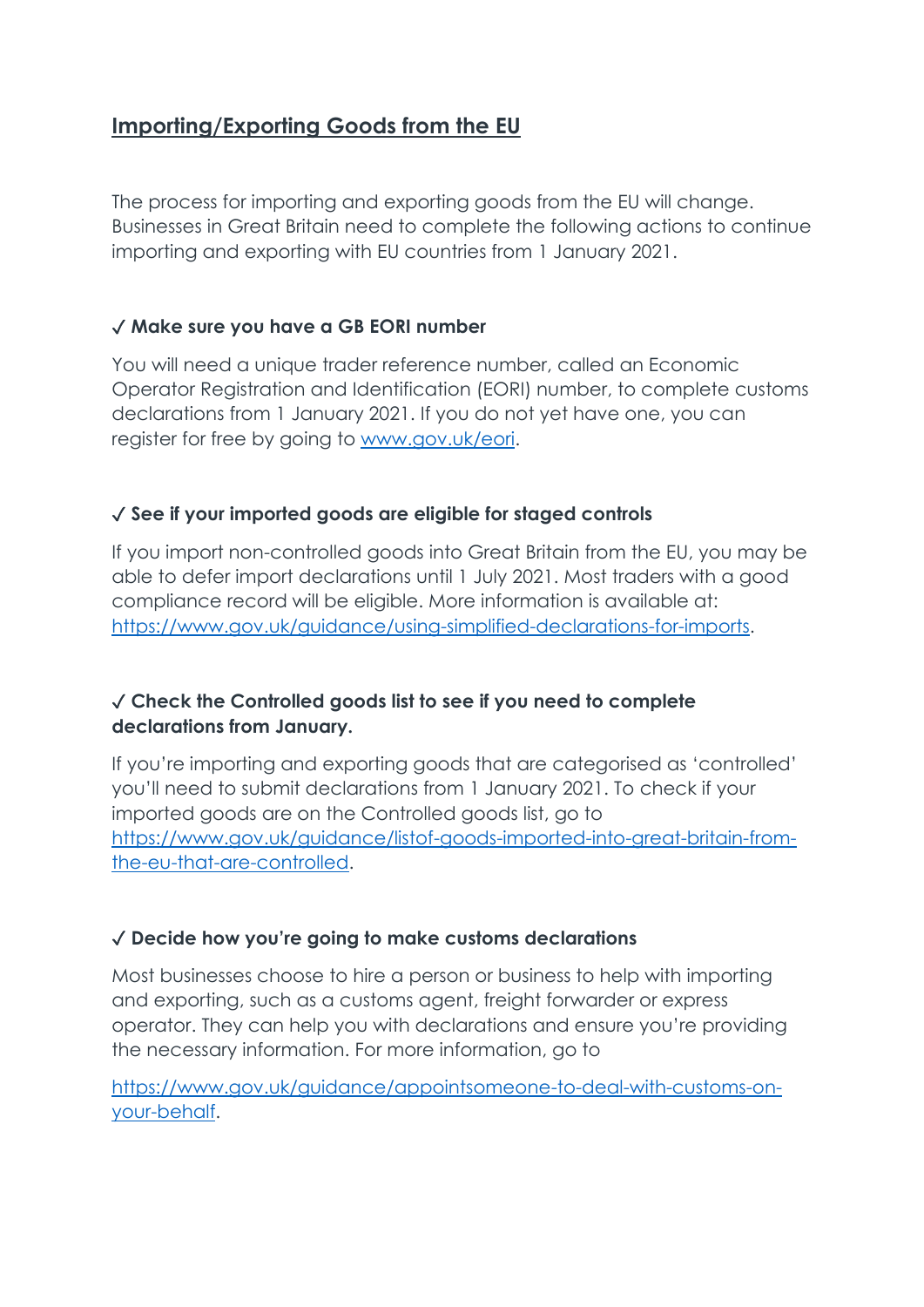## Importing/Exporting Goods from the EU

The process for importing and exporting goods from the EU will change. Businesses in Great Britain need to complete the following actions to continue importing and exporting with EU countries from 1 January 2021.

### ✓ Make sure you have a GB EORI number

You will need a unique trader reference number, called an Economic Operator Registration and Identification (EORI) number, to complete customs declarations from 1 January 2021. If you do not yet have one, you can register for free by going to [www.gov.uk/eori](www.gov.uk/eori).

### ✓ See if your imported goods are eligible for staged controls

If you import non-controlled goods into Great Britain from the EU, you may be able to defer import declarations until 1 July 2021. Most traders with a good compliance record will be eligible. More information is available at: [https://www.gov.uk/guidance/using-simplified-declarations-for-imports](https://www.gov.uk/guidance/using-simplified-declarations-for-imports).

### ✓ Check the Controlled goods list to see if you need to complete declarations from January.

If you're importing and exporting goods that are categorised as 'controlled' you'll need to submit declarations from 1 January 2021. To check if your imported goods are on the Controlled goods list, go to [https://www.gov.uk/guidance/listof-goods-imported-into-great-britain-from-the-eu-that-are-controlled](https://www.gov.uk/guidance/listof-goods-imported-into-great-britain-from-the-eu-that-are-controlled).

### ✓ Decide how you're going to make customs declarations

Most businesses choose to hire a person or business to help with importing and exporting, such as a customs agent, freight forwarder or express operator. They can help you with declarations and ensure you're providing the necessary information. For more information, go to

[https://www.gov.uk/guidance/appointsomeone-to-deal-with-customs-on-your-behalf](https://www.gov.uk/guidance/appointsomeone-to-deal-with-customs-on-your-behalf).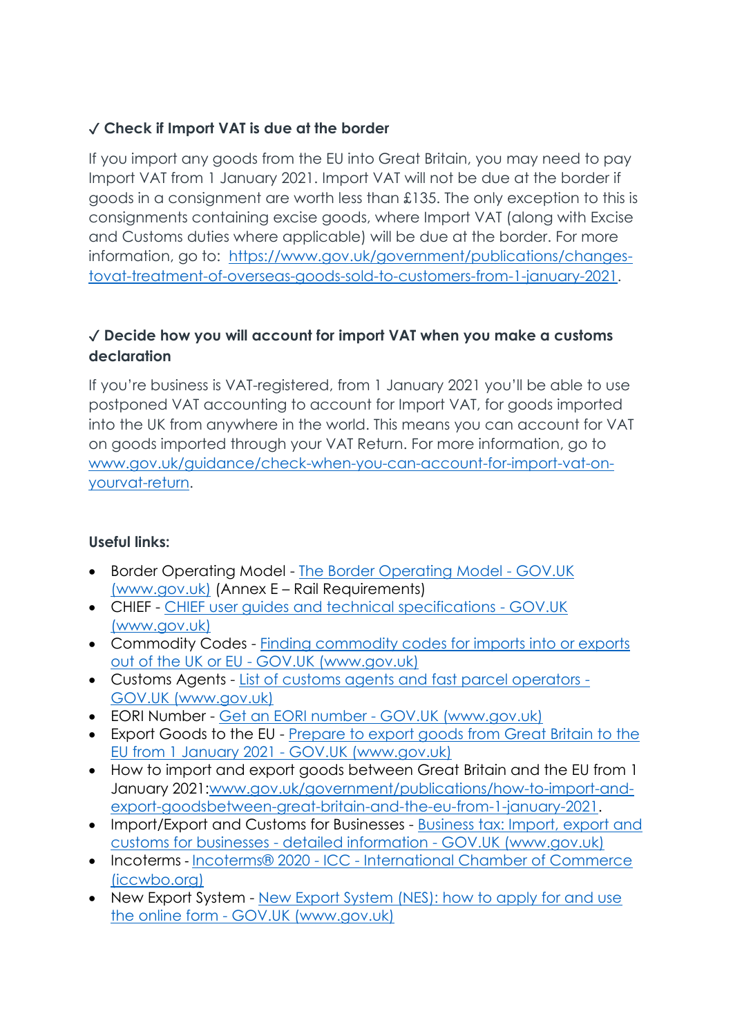### ✓ Check if Import VAT is due at the border

If you import any goods from the EU into Great Britain, you may need to pay Import VAT from 1 January 2021. Import VAT will not be due at the border if goods in a consignment are worth less than £135. The only exception to this is consignments containing excise goods, where Import VAT (along with Excise and Customs duties where applicable) will be due at the border. For more information, go to: [https://www.gov.uk/government/publications/changes-tovat-treatment-of-overseas-goods-sold-to-customers-from-1-january-2021](https://www.gov.uk/government/publications/changes-tovat-treatment-of-overseas-goods-sold-to-customers-from-1-january-2021).

### ✓ Decide how you will account for import VAT when you make a customs declaration

If you're business is VAT-registered, from 1 January 2021 you'll be able to use postponed VAT accounting to account for Import VAT, for goods imported into the UK from anywhere in the world. This means you can account for VAT on goods imported through your VAT Return. For more information, go to [www.gov.uk/guidance/check-when-you-can-account-for-import-vat-on-yourvat-return](www.gov.uk/guidance/check-when-you-can-account-for-import-vat-on-yourvat-return).

**Useful links:**

- Border Operating Model - [The Border Operating Model - GOV.UK (www.gov.uk)]() (Annex E – Rail Requirements)
- CHIEF - [CHIEF user guides and technical specifications - GOV.UK (www.gov.uk)]()
- Commodity Codes - [Finding commodity codes for imports into or exports out of the UK or EU - GOV.UK (www.gov.uk)]()
- Customs Agents - [List of customs agents and fast parcel operators - GOV.UK (www.gov.uk)]()
- EORI Number - [Get an EORI number - GOV.UK (www.gov.uk)]()
- Export Goods to the EU - [Prepare to export goods from Great Britain to the EU from 1 January 2021 - GOV.UK (www.gov.uk)]()
- How to import and export goods between Great Britain and the EU from 1 January 2021:[www.gov.uk/government/publications/how-to-import-and-export-goodsbetween-great-britain-and-the-eu-from-1-january-2021](www.gov.uk/government/publications/how-to-import-and-export-goodsbetween-great-britain-and-the-eu-from-1-january-2021).
- Import/Export and Customs for Businesses - [Business tax: Import, export and customs for businesses - detailed information - GOV.UK (www.gov.uk)]()
- Incoterms - [Incoterms® 2020 - ICC - International Chamber of Commerce (iccwbo.org)]()
- New Export System - [New Export System (NES): how to apply for and use the online form - GOV.UK (www.gov.uk)]()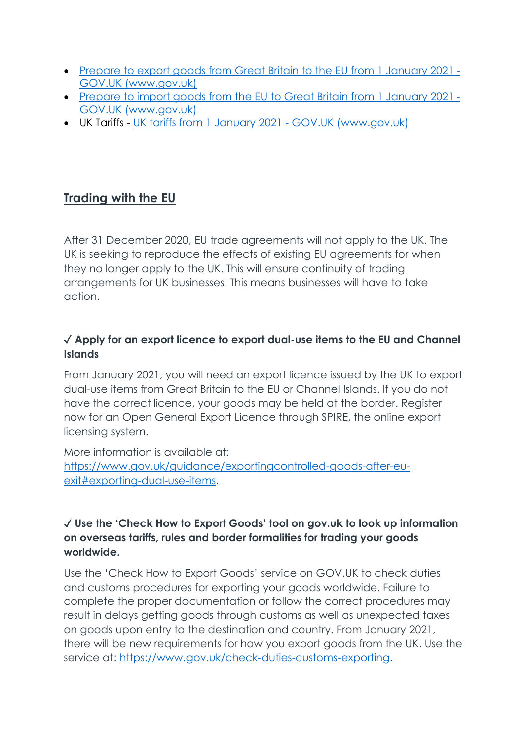- [Prepare to export goods from Great Britain to the EU from 1 January 2021 - GOV.UK (www.gov.uk)]()
- [Prepare to import goods from the EU to Great Britain from 1 January 2021 - GOV.UK (www.gov.uk)]()
- UK Tariffs - [UK tariffs from 1 January 2021 - GOV.UK (www.gov.uk)]()

## Trading with the EU

After 31 December 2020, EU trade agreements will not apply to the UK. The UK is seeking to reproduce the effects of existing EU agreements for when they no longer apply to the UK. This will ensure continuity of trading arrangements for UK businesses. This means businesses will have to take action.

### ✓ Apply for an export licence to export dual-use items to the EU and Channel Islands

From January 2021, you will need an export licence issued by the UK to export dual-use items from Great Britain to the EU or Channel Islands. If you do not have the correct licence, your goods may be held at the border. Register now for an Open General Export Licence through SPIRE, the online export licensing system.

More information is available at: [https://www.gov.uk/guidance/exportingcontrolled-goods-after-eu-exit#exporting-dual-use-items](https://www.gov.uk/guidance/exportingcontrolled-goods-after-eu-exit#exporting-dual-use-items).

### ✓ Use the 'Check How to Export Goods' tool on gov.uk to look up information on overseas tariffs, rules and border formalities for trading your goods worldwide.

Use the 'Check How to Export Goods' service on GOV.UK to check duties and customs procedures for exporting your goods worldwide. Failure to complete the proper documentation or follow the correct procedures may result in delays getting goods through customs as well as unexpected taxes on goods upon entry to the destination and country. From January 2021, there will be new requirements for how you export goods from the UK. Use the service at: [https://www.gov.uk/check-duties-customs-exporting](https://www.gov.uk/check-duties-customs-exporting).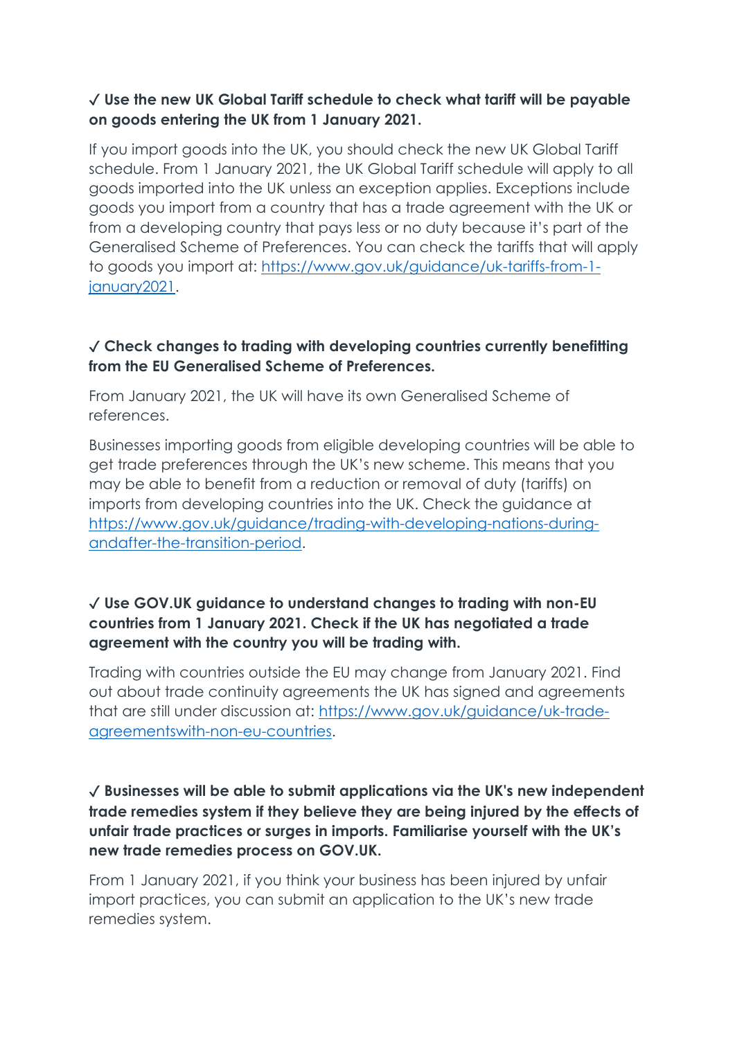**✓ Use the new UK Global Tariff schedule to check what tariff will be payable on goods entering the UK from 1 January 2021.**

If you import goods into the UK, you should check the new UK Global Tariff schedule. From 1 January 2021, the UK Global Tariff schedule will apply to all goods imported into the UK unless an exception applies. Exceptions include goods you import from a country that has a trade agreement with the UK or from a developing country that pays less or no duty because it's part of the Generalised Scheme of Preferences. You can check the tariffs that will apply to goods you import at: [https://www.gov.uk/guidance/uk-tariffs-from-1-january2021](https://www.gov.uk/guidance/uk-tariffs-from-1-january2021).

**✓ Check changes to trading with developing countries currently benefitting from the EU Generalised Scheme of Preferences.**

From January 2021, the UK will have its own Generalised Scheme of references.

Businesses importing goods from eligible developing countries will be able to get trade preferences through the UK's new scheme. This means that you may be able to benefit from a reduction or removal of duty (tariffs) on imports from developing countries into the UK. Check the guidance at [https://www.gov.uk/guidance/trading-with-developing-nations-during-andafter-the-transition-period](https://www.gov.uk/guidance/trading-with-developing-nations-during-andafter-the-transition-period).

**✓ Use GOV.UK guidance to understand changes to trading with non-EU countries from 1 January 2021. Check if the UK has negotiated a trade agreement with the country you will be trading with.**

Trading with countries outside the EU may change from January 2021. Find out about trade continuity agreements the UK has signed and agreements that are still under discussion at: [https://www.gov.uk/guidance/uk-trade-agreementswith-non-eu-countries](https://www.gov.uk/guidance/uk-trade-agreementswith-non-eu-countries).

**✓ Businesses will be able to submit applications via the UK's new independent trade remedies system if they believe they are being injured by the effects of unfair trade practices or surges in imports. Familiarise yourself with the UK's new trade remedies process on GOV.UK.**

From 1 January 2021, if you think your business has been injured by unfair import practices, you can submit an application to the UK's new trade remedies system.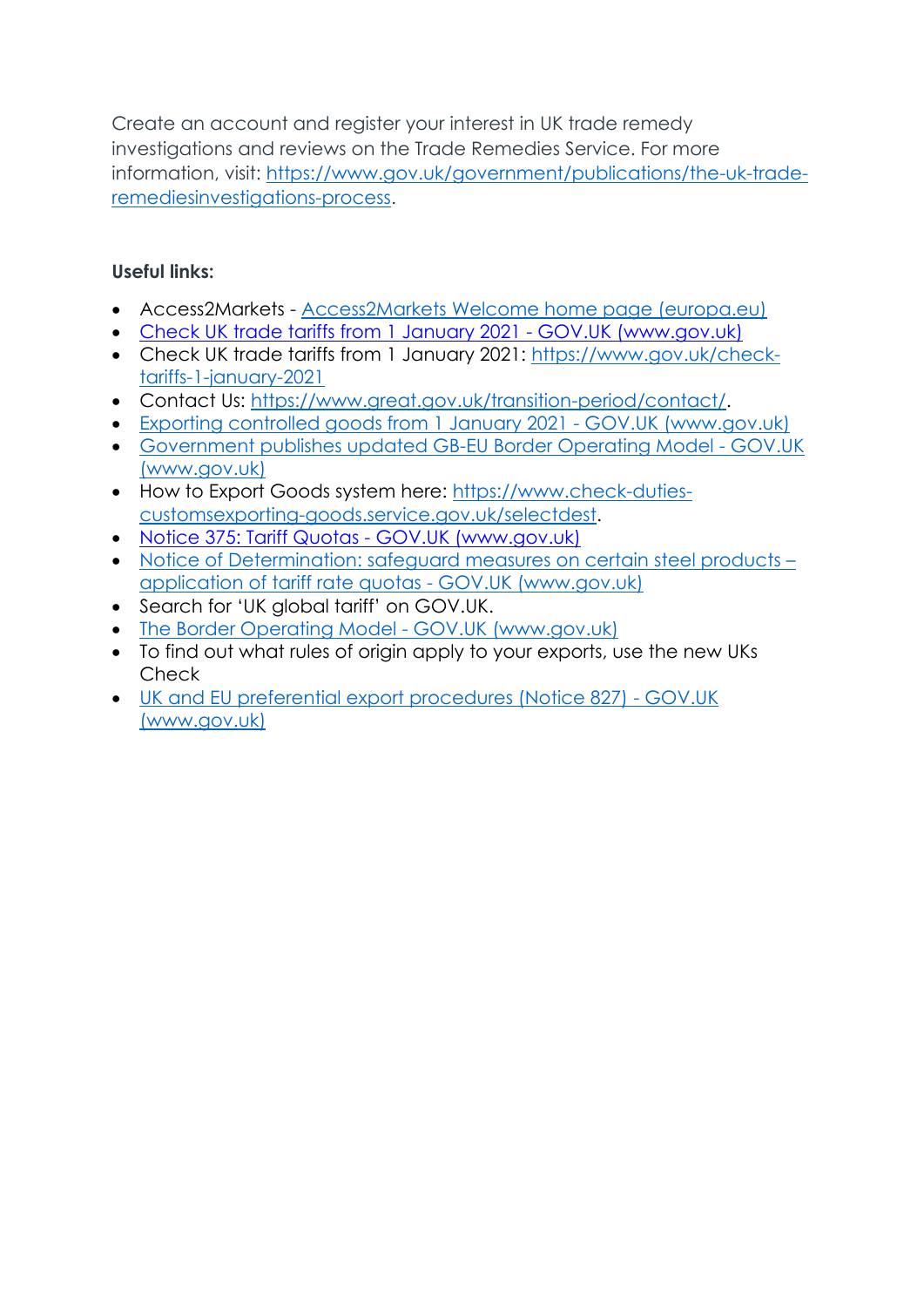Create an account and register your interest in UK trade remedy investigations and reviews on the Trade Remedies Service. For more information, visit: [https://www.gov.uk/government/publications/the-uk-trade-remediesinvestigations-process](https://www.gov.uk/government/publications/the-uk-trade-remediesinvestigations-process).

**Useful links:**

- Access2Markets - [Access2Markets Welcome home page (europa.eu)](https://trade.ec.europa.eu/access-to-markets/en/home)
- [Check UK trade tariffs from 1 January 2021 - GOV.UK (www.gov.uk)](https://www.gov.uk/check-tariffs-1-january-2021)
- Check UK trade tariffs from 1 January 2021: [https://www.gov.uk/check-tariffs-1-january-2021](https://www.gov.uk/check-tariffs-1-january-2021)
- Contact Us: [https://www.great.gov.uk/transition-period/contact/](https://www.great.gov.uk/transition-period/contact/).
- [Exporting controlled goods from 1 January 2021 - GOV.UK (www.gov.uk)](https://www.gov.uk)
- [Government publishes updated GB-EU Border Operating Model - GOV.UK (www.gov.uk)](https://www.gov.uk)
- How to Export Goods system here: [https://www.check-duties-customsexporting-goods.service.gov.uk/selectdest](https://www.check-duties-customsexporting-goods.service.gov.uk/selectdest).
- [Notice 375: Tariff Quotas - GOV.UK (www.gov.uk)](https://www.gov.uk)
- [Notice of Determination: safeguard measures on certain steel products – application of tariff rate quotas - GOV.UK (www.gov.uk)](https://www.gov.uk)
- Search for 'UK global tariff' on GOV.UK.
- [The Border Operating Model - GOV.UK (www.gov.uk)](https://www.gov.uk)
- To find out what rules of origin apply to your exports, use the new UKs Check
- [UK and EU preferential export procedures (Notice 827) - GOV.UK (www.gov.uk)](https://www.gov.uk)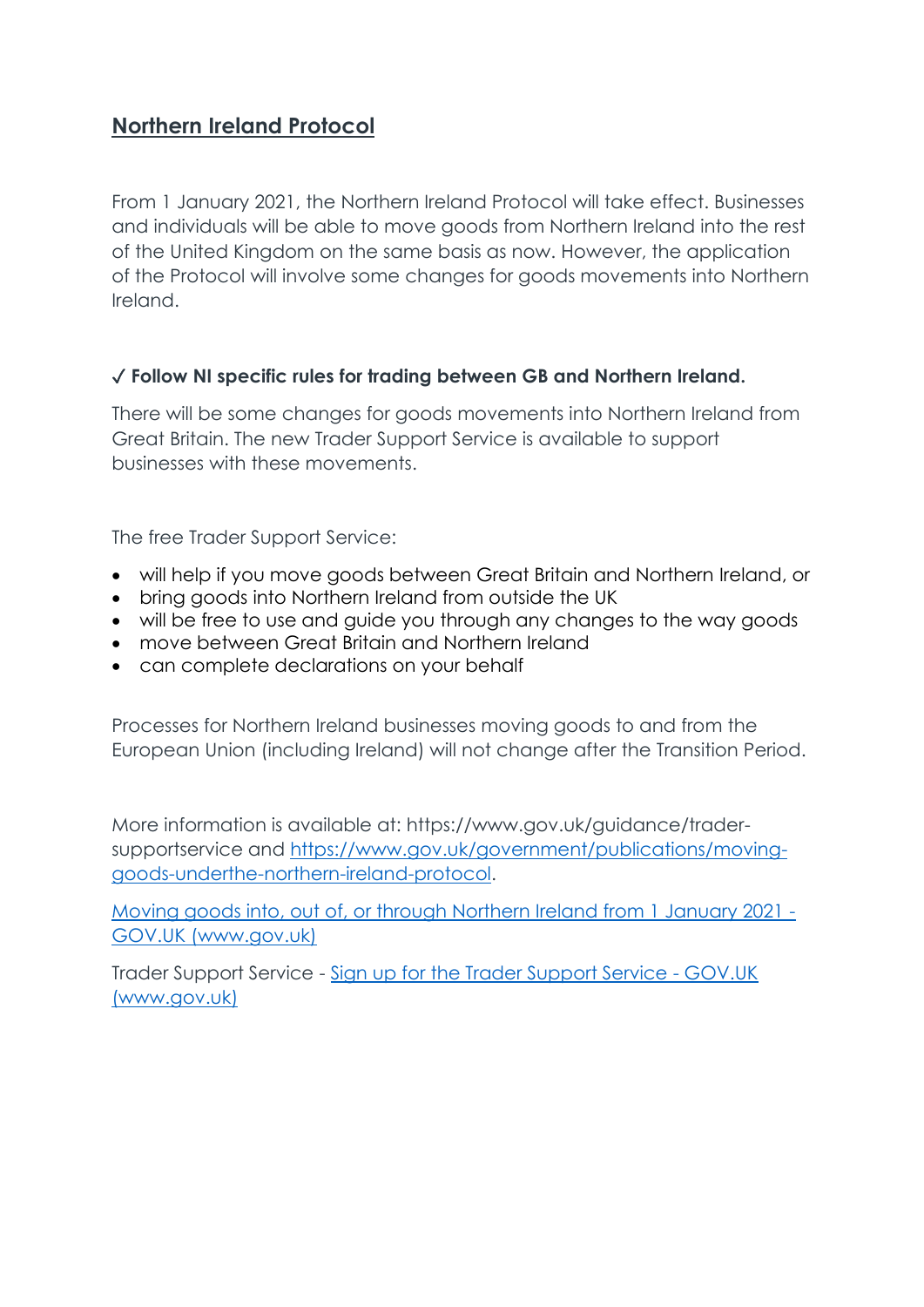# Northern Ireland Protocol

From 1 January 2021, the Northern Ireland Protocol will take effect. Businesses and individuals will be able to move goods from Northern Ireland into the rest of the United Kingdom on the same basis as now. However, the application of the Protocol will involve some changes for goods movements into Northern Ireland.

**✓ Follow NI specific rules for trading between GB and Northern Ireland.**

There will be some changes for goods movements into Northern Ireland from Great Britain. The new Trader Support Service is available to support businesses with these movements.

The free Trader Support Service:

- will help if you move goods between Great Britain and Northern Ireland, or
- bring goods into Northern Ireland from outside the UK
- will be free to use and guide you through any changes to the way goods
- move between Great Britain and Northern Ireland
- can complete declarations on your behalf

Processes for Northern Ireland businesses moving goods to and from the European Union (including Ireland) will not change after the Transition Period.

More information is available at: https://www.gov.uk/guidance/trader-supportservice and [https://www.gov.uk/government/publications/moving-goods-underthe-northern-ireland-protocol](https://www.gov.uk/government/publications/moving-goods-underthe-northern-ireland-protocol).

[Moving goods into, out of, or through Northern Ireland from 1 January 2021 - GOV.UK (www.gov.uk)]()

Trader Support Service - [Sign up for the Trader Support Service - GOV.UK (www.gov.uk)]()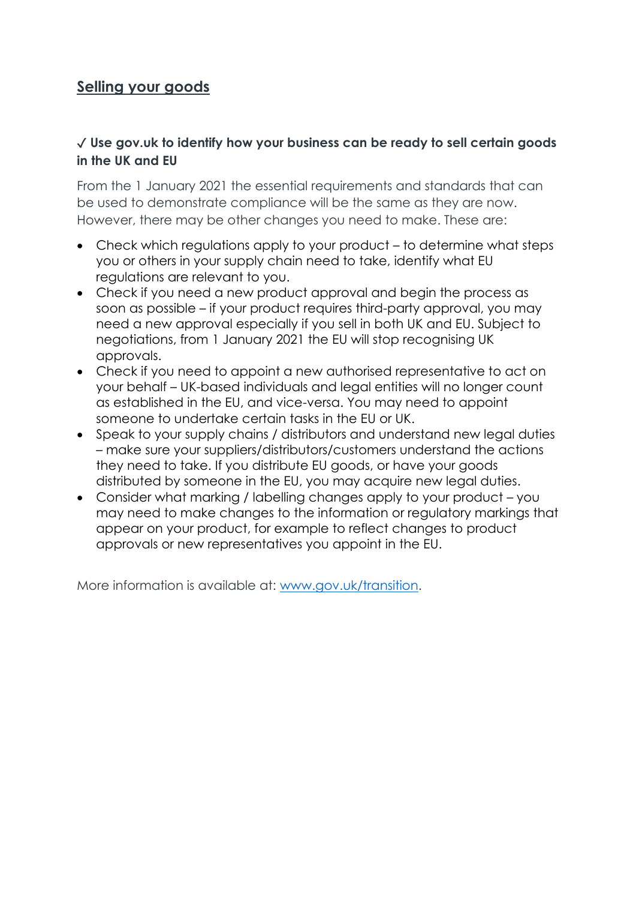## Selling your goods

**✓ Use gov.uk to identify how your business can be ready to sell certain goods in the UK and EU**

From the 1 January 2021 the essential requirements and standards that can be used to demonstrate compliance will be the same as they are now. However, there may be other changes you need to make. These are:

- Check which regulations apply to your product – to determine what steps you or others in your supply chain need to take, identify what EU regulations are relevant to you.
- Check if you need a new product approval and begin the process as soon as possible – if your product requires third-party approval, you may need a new approval especially if you sell in both UK and EU. Subject to negotiations, from 1 January 2021 the EU will stop recognising UK approvals.
- Check if you need to appoint a new authorised representative to act on your behalf – UK-based individuals and legal entities will no longer count as established in the EU, and vice-versa. You may need to appoint someone to undertake certain tasks in the EU or UK.
- Speak to your supply chains / distributors and understand new legal duties – make sure your suppliers/distributors/customers understand the actions they need to take. If you distribute EU goods, or have your goods distributed by someone in the EU, you may acquire new legal duties.
- Consider what marking / labelling changes apply to your product – you may need to make changes to the information or regulatory markings that appear on your product, for example to reflect changes to product approvals or new representatives you appoint in the EU.

More information is available at: [www.gov.uk/transition](http://www.gov.uk/transition).